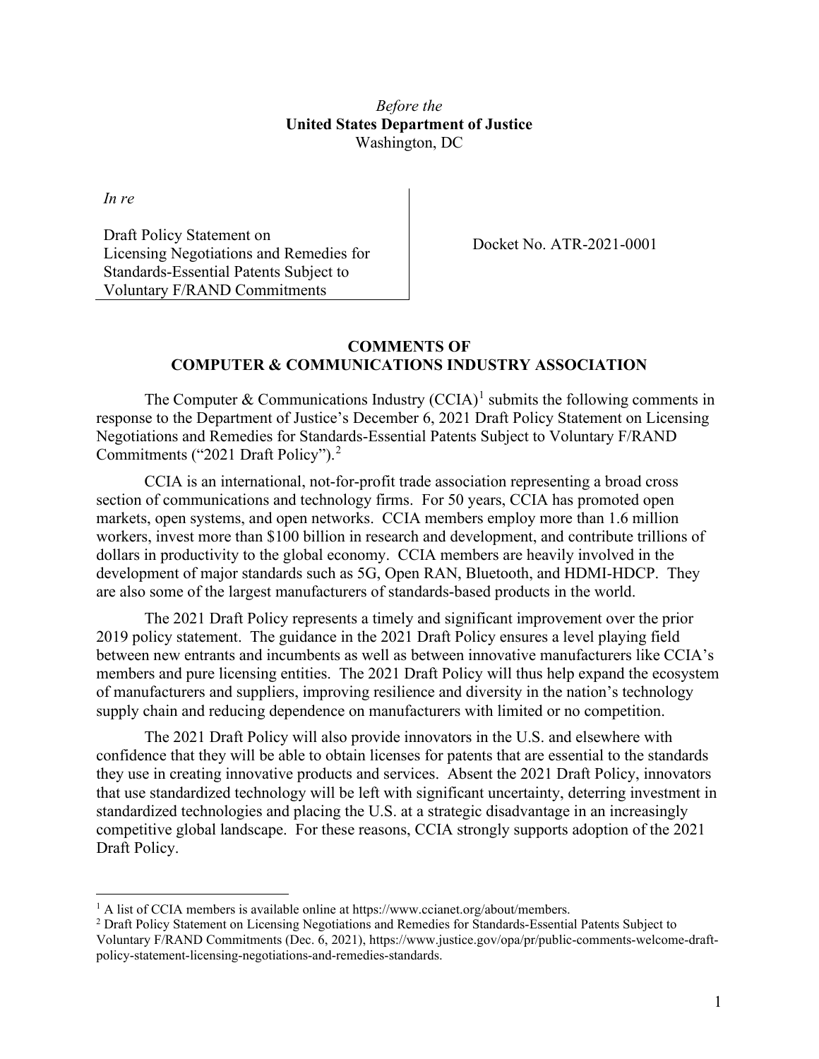*Before the*
**United States Department of Justice**
Washington, DC

*In re*

Draft Policy Statement on Licensing Negotiations and Remedies for Standards-Essential Patents Subject to Voluntary F/RAND Commitments

Docket No. ATR-2021-0001

## COMMENTS OF COMPUTER & COMMUNICATIONS INDUSTRY ASSOCIATION

The Computer & Communications Industry (CCIA)[1] submits the following comments in response to the Department of Justice's December 6, 2021 Draft Policy Statement on Licensing Negotiations and Remedies for Standards-Essential Patents Subject to Voluntary F/RAND Commitments ("2021 Draft Policy").[2]

CCIA is an international, not-for-profit trade association representing a broad cross section of communications and technology firms. For 50 years, CCIA has promoted open markets, open systems, and open networks. CCIA members employ more than 1.6 million workers, invest more than $100 billion in research and development, and contribute trillions of dollars in productivity to the global economy. CCIA members are heavily involved in the development of major standards such as 5G, Open RAN, Bluetooth, and HDMI-HDCP. They are also some of the largest manufacturers of standards-based products in the world.

The 2021 Draft Policy represents a timely and significant improvement over the prior 2019 policy statement. The guidance in the 2021 Draft Policy ensures a level playing field between new entrants and incumbents as well as between innovative manufacturers like CCIA's members and pure licensing entities. The 2021 Draft Policy will thus help expand the ecosystem of manufacturers and suppliers, improving resilience and diversity in the nation's technology supply chain and reducing dependence on manufacturers with limited or no competition.

The 2021 Draft Policy will also provide innovators in the U.S. and elsewhere with confidence that they will be able to obtain licenses for patents that are essential to the standards they use in creating innovative products and services. Absent the 2021 Draft Policy, innovators that use standardized technology will be left with significant uncertainty, deterring investment in standardized technologies and placing the U.S. at a strategic disadvantage in an increasingly competitive global landscape. For these reasons, CCIA strongly supports adoption of the 2021 Draft Policy.

---

[1] A list of CCIA members is available online at https://www.ccianet.org/about/members.

[2] Draft Policy Statement on Licensing Negotiations and Remedies for Standards-Essential Patents Subject to Voluntary F/RAND Commitments (Dec. 6, 2021), https://www.justice.gov/opa/pr/public-comments-welcome-draft-policy-statement-licensing-negotiations-and-remedies-standards.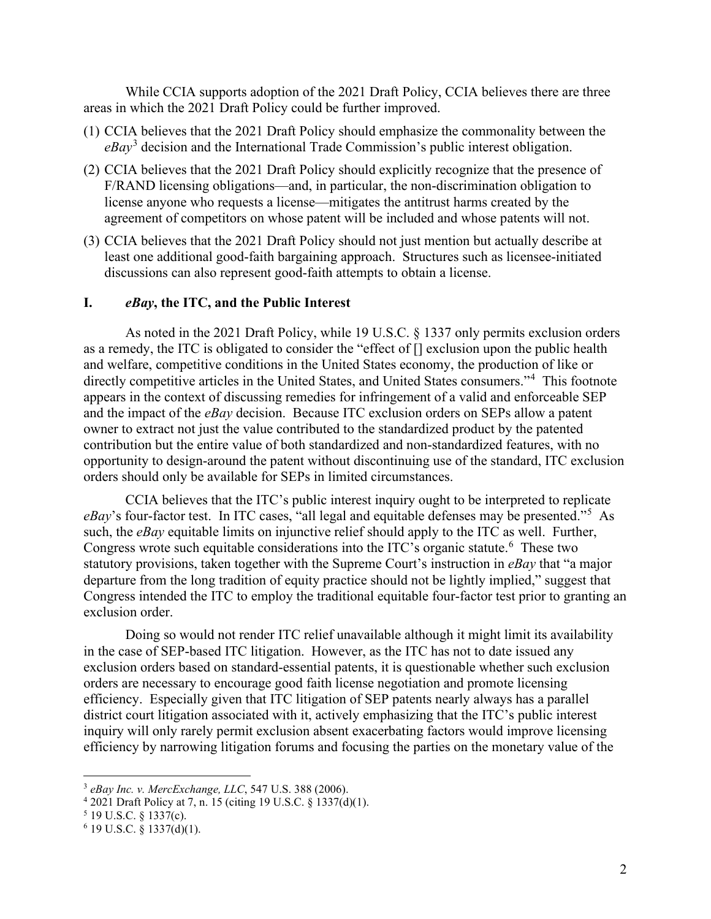While CCIA supports adoption of the 2021 Draft Policy, CCIA believes there are three areas in which the 2021 Draft Policy could be further improved.

(1) CCIA believes that the 2021 Draft Policy should emphasize the commonality between the *eBay*[3] decision and the International Trade Commission's public interest obligation.

(2) CCIA believes that the 2021 Draft Policy should explicitly recognize that the presence of F/RAND licensing obligations—and, in particular, the non-discrimination obligation to license anyone who requests a license—mitigates the antitrust harms created by the agreement of competitors on whose patent will be included and whose patents will not.

(3) CCIA believes that the 2021 Draft Policy should not just mention but actually describe at least one additional good-faith bargaining approach. Structures such as licensee-initiated discussions can also represent good-faith attempts to obtain a license.

## I. *eBay*, the ITC, and the Public Interest

As noted in the 2021 Draft Policy, while 19 U.S.C. § 1337 only permits exclusion orders as a remedy, the ITC is obligated to consider the "effect of [] exclusion upon the public health and welfare, competitive conditions in the United States economy, the production of like or directly competitive articles in the United States, and United States consumers."[4] This footnote appears in the context of discussing remedies for infringement of a valid and enforceable SEP and the impact of the *eBay* decision. Because ITC exclusion orders on SEPs allow a patent owner to extract not just the value contributed to the standardized product by the patented contribution but the entire value of both standardized and non-standardized features, with no opportunity to design-around the patent without discontinuing use of the standard, ITC exclusion orders should only be available for SEPs in limited circumstances.

CCIA believes that the ITC's public interest inquiry ought to be interpreted to replicate *eBay*'s four-factor test. In ITC cases, "all legal and equitable defenses may be presented."[5] As such, the *eBay* equitable limits on injunctive relief should apply to the ITC as well. Further, Congress wrote such equitable considerations into the ITC's organic statute.[6] These two statutory provisions, taken together with the Supreme Court's instruction in *eBay* that "a major departure from the long tradition of equity practice should not be lightly implied," suggest that Congress intended the ITC to employ the traditional equitable four-factor test prior to granting an exclusion order.

Doing so would not render ITC relief unavailable although it might limit its availability in the case of SEP-based ITC litigation. However, as the ITC has not to date issued any exclusion orders based on standard-essential patents, it is questionable whether such exclusion orders are necessary to encourage good faith license negotiation and promote licensing efficiency. Especially given that ITC litigation of SEP patents nearly always has a parallel district court litigation associated with it, actively emphasizing that the ITC's public interest inquiry will only rarely permit exclusion absent exacerbating factors would improve licensing efficiency by narrowing litigation forums and focusing the parties on the monetary value of the

---

[3] *eBay Inc. v. MercExchange, LLC*, 547 U.S. 388 (2006).

[4] 2021 Draft Policy at 7, n. 15 (citing 19 U.S.C. § 1337(d)(1).

[5] 19 U.S.C. § 1337(c).

[6] 19 U.S.C. § 1337(d)(1).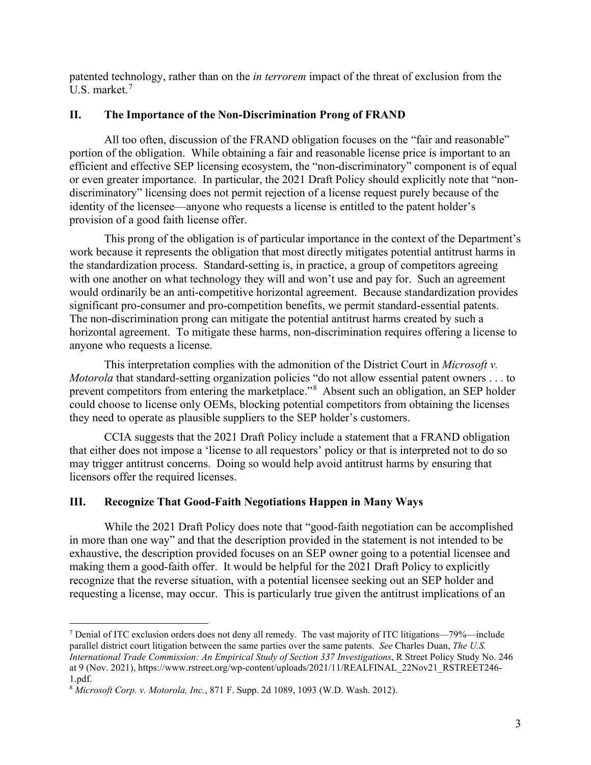patented technology, rather than on the *in terrorem* impact of the threat of exclusion from the U.S. market.[7]

## II. The Importance of the Non-Discrimination Prong of FRAND

All too often, discussion of the FRAND obligation focuses on the "fair and reasonable" portion of the obligation. While obtaining a fair and reasonable license price is important to an efficient and effective SEP licensing ecosystem, the "non-discriminatory" component is of equal or even greater importance. In particular, the 2021 Draft Policy should explicitly note that "non-discriminatory" licensing does not permit rejection of a license request purely because of the identity of the licensee—anyone who requests a license is entitled to the patent holder's provision of a good faith license offer.

This prong of the obligation is of particular importance in the context of the Department's work because it represents the obligation that most directly mitigates potential antitrust harms in the standardization process. Standard-setting is, in practice, a group of competitors agreeing with one another on what technology they will and won't use and pay for. Such an agreement would ordinarily be an anti-competitive horizontal agreement. Because standardization provides significant pro-consumer and pro-competition benefits, we permit standard-essential patents. The non-discrimination prong can mitigate the potential antitrust harms created by such a horizontal agreement. To mitigate these harms, non-discrimination requires offering a license to anyone who requests a license.

This interpretation complies with the admonition of the District Court in *Microsoft v. Motorola* that standard-setting organization policies "do not allow essential patent owners . . . to prevent competitors from entering the marketplace."[8] Absent such an obligation, an SEP holder could choose to license only OEMs, blocking potential competitors from obtaining the licenses they need to operate as plausible suppliers to the SEP holder's customers.

CCIA suggests that the 2021 Draft Policy include a statement that a FRAND obligation that either does not impose a 'license to all requestors' policy or that is interpreted not to do so may trigger antitrust concerns. Doing so would help avoid antitrust harms by ensuring that licensors offer the required licenses.

## III. Recognize That Good-Faith Negotiations Happen in Many Ways

While the 2021 Draft Policy does note that "good-faith negotiation can be accomplished in more than one way" and that the description provided in the statement is not intended to be exhaustive, the description provided focuses on an SEP owner going to a potential licensee and making them a good-faith offer. It would be helpful for the 2021 Draft Policy to explicitly recognize that the reverse situation, with a potential licensee seeking out an SEP holder and requesting a license, may occur. This is particularly true given the antitrust implications of an

---

[7] Denial of ITC exclusion orders does not deny all remedy. The vast majority of ITC litigations—79%—include parallel district court litigation between the same parties over the same patents. *See* Charles Duan, *The U.S. International Trade Commission: An Empirical Study of Section 337 Investigations*, R Street Policy Study No. 246 at 9 (Nov. 2021), https://www.rstreet.org/wp-content/uploads/2021/11/REALFINAL_22Nov21_RSTREET246-1.pdf.

[8] *Microsoft Corp. v. Motorola, Inc.*, 871 F. Supp. 2d 1089, 1093 (W.D. Wash. 2012).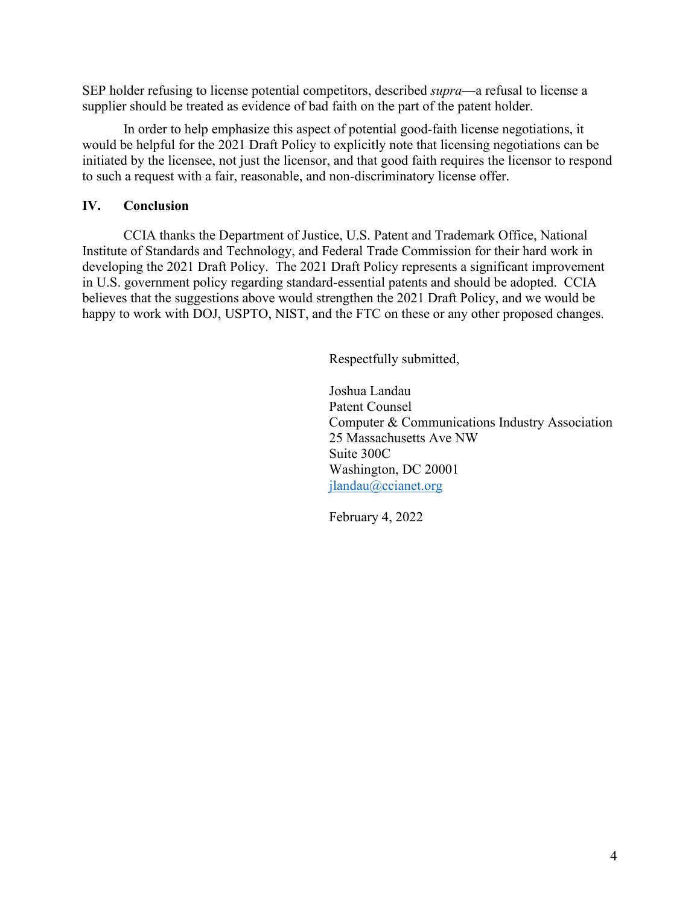SEP holder refusing to license potential competitors, described *supra*—a refusal to license a supplier should be treated as evidence of bad faith on the part of the patent holder.

In order to help emphasize this aspect of potential good-faith license negotiations, it would be helpful for the 2021 Draft Policy to explicitly note that licensing negotiations can be initiated by the licensee, not just the licensor, and that good faith requires the licensor to respond to such a request with a fair, reasonable, and non-discriminatory license offer.

## IV. Conclusion

CCIA thanks the Department of Justice, U.S. Patent and Trademark Office, National Institute of Standards and Technology, and Federal Trade Commission for their hard work in developing the 2021 Draft Policy. The 2021 Draft Policy represents a significant improvement in U.S. government policy regarding standard-essential patents and should be adopted. CCIA believes that the suggestions above would strengthen the 2021 Draft Policy, and we would be happy to work with DOJ, USPTO, NIST, and the FTC on these or any other proposed changes.

Respectfully submitted,

Joshua Landau
Patent Counsel
Computer & Communications Industry Association
25 Massachusetts Ave NW
Suite 300C
Washington, DC 20001
jlandau@ccianet.org

February 4, 2022